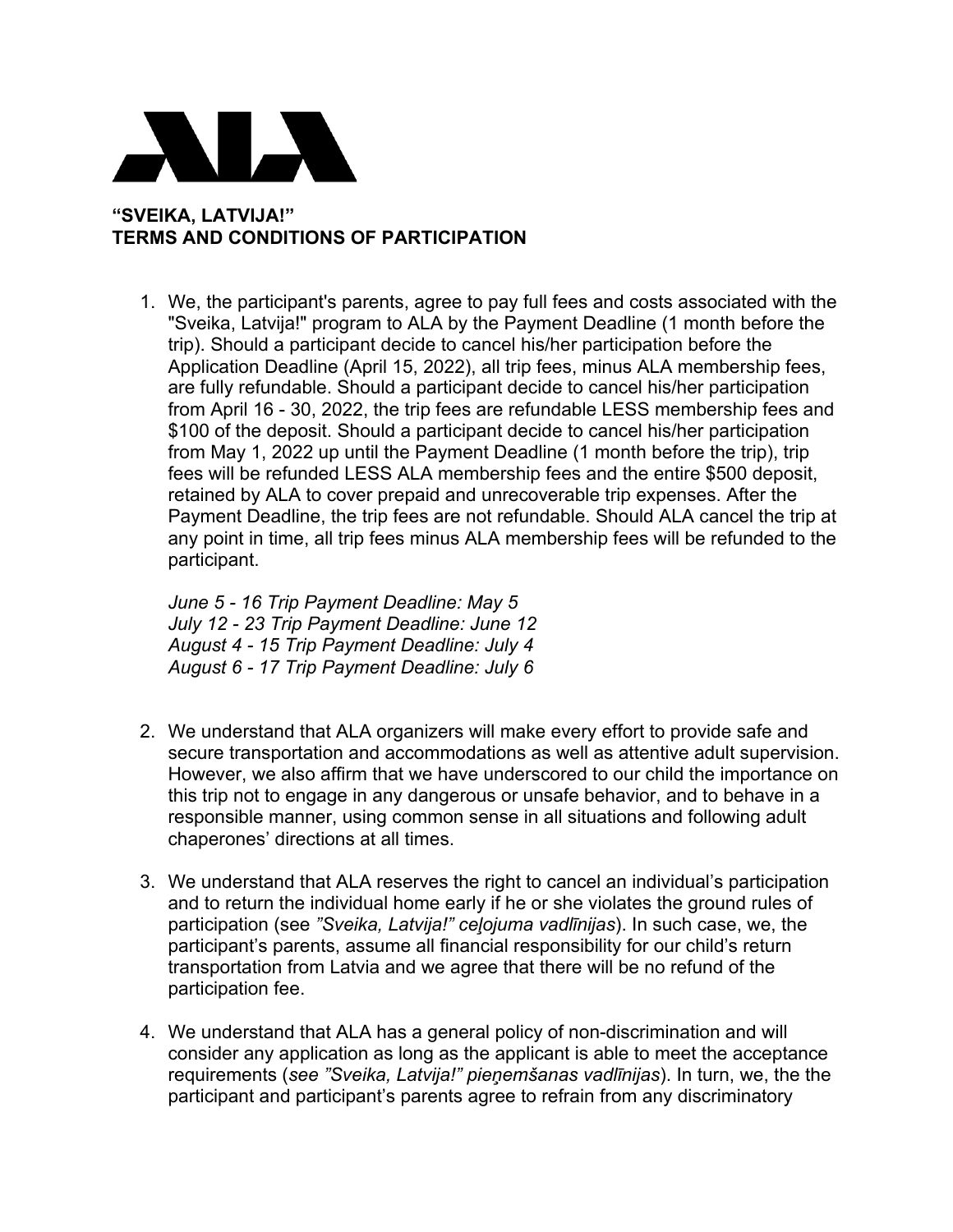**"SVEIKA, LATVIJA!"**
**TERMS AND CONDITIONS OF PARTICIPATION**

1. We, the participant's parents, agree to pay full fees and costs associated with the "Sveika, Latvija!" program to ALA by the Payment Deadline (1 month before the trip). Should a participant decide to cancel his/her participation before the Application Deadline (April 15, 2022), all trip fees, minus ALA membership fees, are fully refundable. Should a participant decide to cancel his/her participation from April 16 - 30, 2022, the trip fees are refundable LESS membership fees and $100 of the deposit. Should a participant decide to cancel his/her participation from May 1, 2022 up until the Payment Deadline (1 month before the trip), trip fees will be refunded LESS ALA membership fees and the entire $500 deposit, retained by ALA to cover prepaid and unrecoverable trip expenses. After the Payment Deadline, the trip fees are not refundable. Should ALA cancel the trip at any point in time, all trip fees minus ALA membership fees will be refunded to the participant.

   *June 5 - 16 Trip Payment Deadline: May 5*
   *July 12 - 23 Trip Payment Deadline: June 12*
   *August 4 - 15 Trip Payment Deadline: July 4*
   *August 6 - 17 Trip Payment Deadline: July 6*

2. We understand that ALA organizers will make every effort to provide safe and secure transportation and accommodations as well as attentive adult supervision. However, we also affirm that we have underscored to our child the importance on this trip not to engage in any dangerous or unsafe behavior, and to behave in a responsible manner, using common sense in all situations and following adult chaperones' directions at all times.

3. We understand that ALA reserves the right to cancel an individual's participation and to return the individual home early if he or she violates the ground rules of participation (see *"Sveika, Latvija!" ceļojuma vadlīnijas*). In such case, we, the participant's parents, assume all financial responsibility for our child's return transportation from Latvia and we agree that there will be no refund of the participation fee.

4. We understand that ALA has a general policy of non-discrimination and will consider any application as long as the applicant is able to meet the acceptance requirements (*see "Sveika, Latvija!" pieņemšanas vadlīnijas*). In turn, we, the the participant and participant's parents agree to refrain from any discriminatory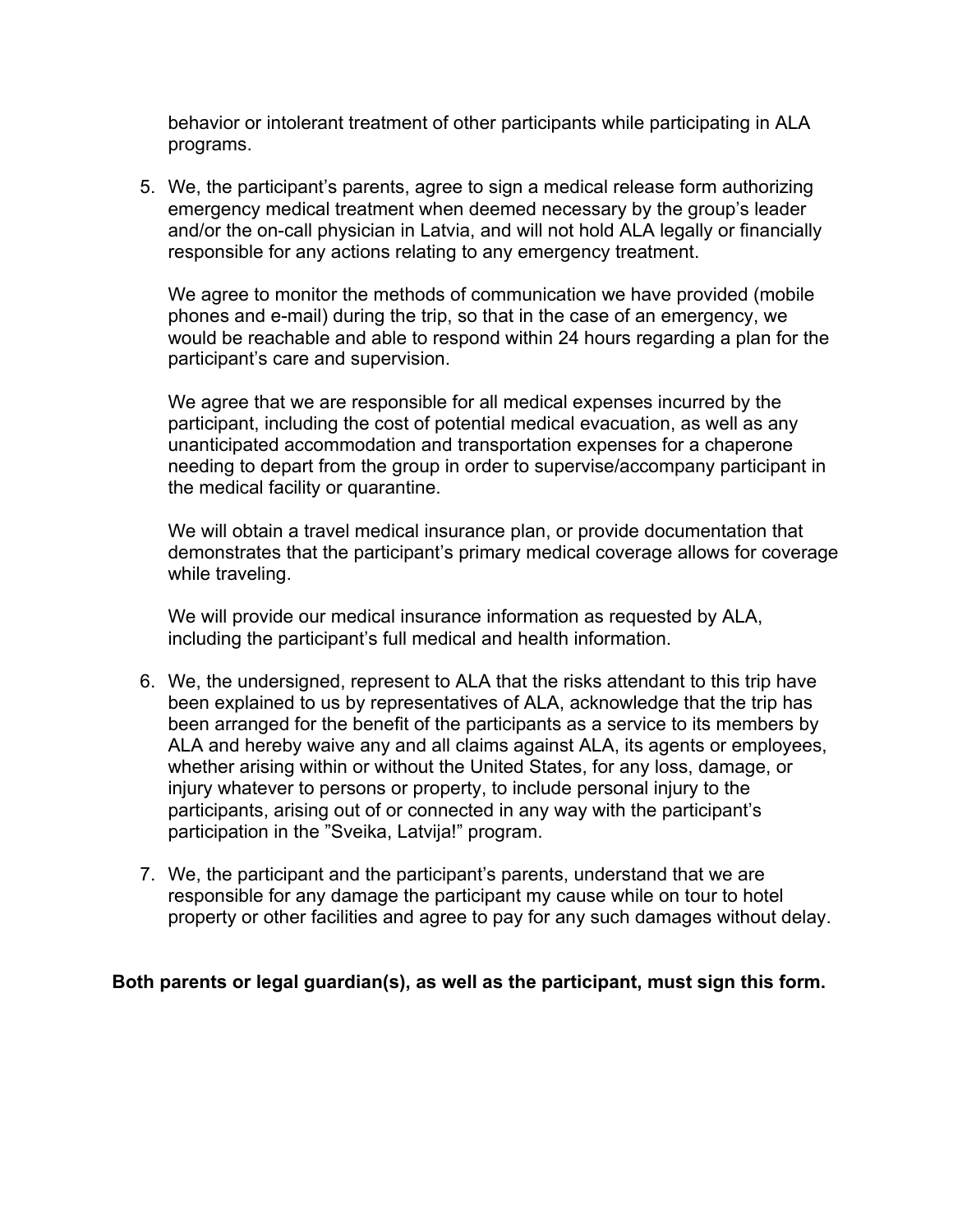behavior or intolerant treatment of other participants while participating in ALA programs.

5. We, the participant's parents, agree to sign a medical release form authorizing emergency medical treatment when deemed necessary by the group's leader and/or the on-call physician in Latvia, and will not hold ALA legally or financially responsible for any actions relating to any emergency treatment.

   We agree to monitor the methods of communication we have provided (mobile phones and e-mail) during the trip, so that in the case of an emergency, we would be reachable and able to respond within 24 hours regarding a plan for the participant's care and supervision.

   We agree that we are responsible for all medical expenses incurred by the participant, including the cost of potential medical evacuation, as well as any unanticipated accommodation and transportation expenses for a chaperone needing to depart from the group in order to supervise/accompany participant in the medical facility or quarantine.

   We will obtain a travel medical insurance plan, or provide documentation that demonstrates that the participant's primary medical coverage allows for coverage while traveling.

   We will provide our medical insurance information as requested by ALA, including the participant's full medical and health information.

6. We, the undersigned, represent to ALA that the risks attendant to this trip have been explained to us by representatives of ALA, acknowledge that the trip has been arranged for the benefit of the participants as a service to its members by ALA and hereby waive any and all claims against ALA, its agents or employees, whether arising within or without the United States, for any loss, damage, or injury whatever to persons or property, to include personal injury to the participants, arising out of or connected in any way with the participant's participation in the "Sveika, Latvija!" program.

7. We, the participant and the participant's parents, understand that we are responsible for any damage the participant my cause while on tour to hotel property or other facilities and agree to pay for any such damages without delay.

**Both parents or legal guardian(s), as well as the participant, must sign this form.**